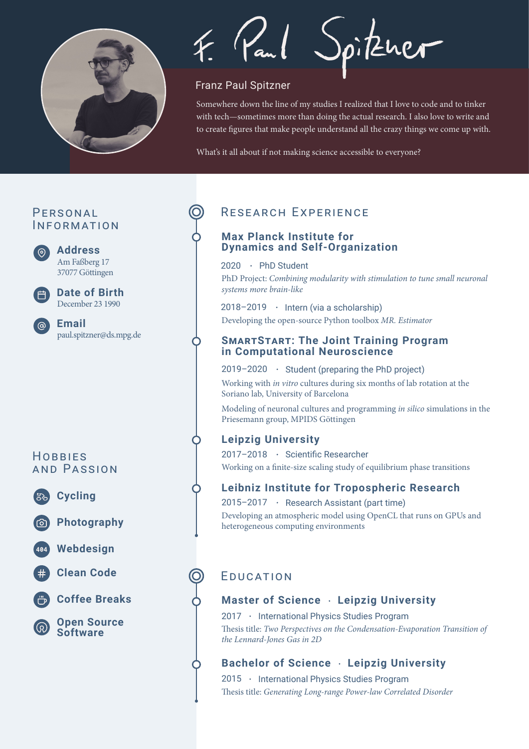# F. Paul Spitzner

Franz Paul Spitzner

Somewhere down the line of my studies I realized that I love to code and to tinker with tech—sometimes more than doing the actual research. I also love to write and to create figures that make people understand all the crazy things we come up with.

What's it all about if not making science accessible to everyone?

## Personal Information

**Address**
Am Faßberg 17
37077 Göttingen

**Date of Birth**
December 23 1990

**Email**
paul.spitzner@ds.mpg.de

## Hobbies and Passion

- **Cycling**
- **Photography**
- **Webdesign**
- **Clean Code**
- **Coffee Breaks**
- **Open Source Software**

## Research Experience

### Max Planck Institute for Dynamics and Self-Organization

2020 · PhD Student
PhD Project: *Combining modularity with stimulation to tune small neuronal systems more brain-like*

2018–2019 · Intern (via a scholarship)
Developing the open-source Python toolbox *MR. Estimator*

### SmartStart: The Joint Training Program in Computational Neuroscience

2019–2020 · Student (preparing the PhD project)
Working with *in vitro* cultures during six months of lab rotation at the Soriano lab, University of Barcelona

Modeling of neuronal cultures and programming *in silico* simulations in the Priesemann group, MPIDS Göttingen

### Leipzig University

2017–2018 · Scientific Researcher
Working on a finite-size scaling study of equilibrium phase transitions

### Leibniz Institute for Tropospheric Research

2015–2017 · Research Assistant (part time)
Developing an atmospheric model using OpenCL that runs on GPUs and heterogeneous computing environments

## Education

### Master of Science · Leipzig University

2017 · International Physics Studies Program
Thesis title: *Two Perspectives on the Condensation-Evaporation Transition of the Lennard-Jones Gas in 2D*

### Bachelor of Science · Leipzig University

2015 · International Physics Studies Program
Thesis title: *Generating Long-range Power-law Correlated Disorder*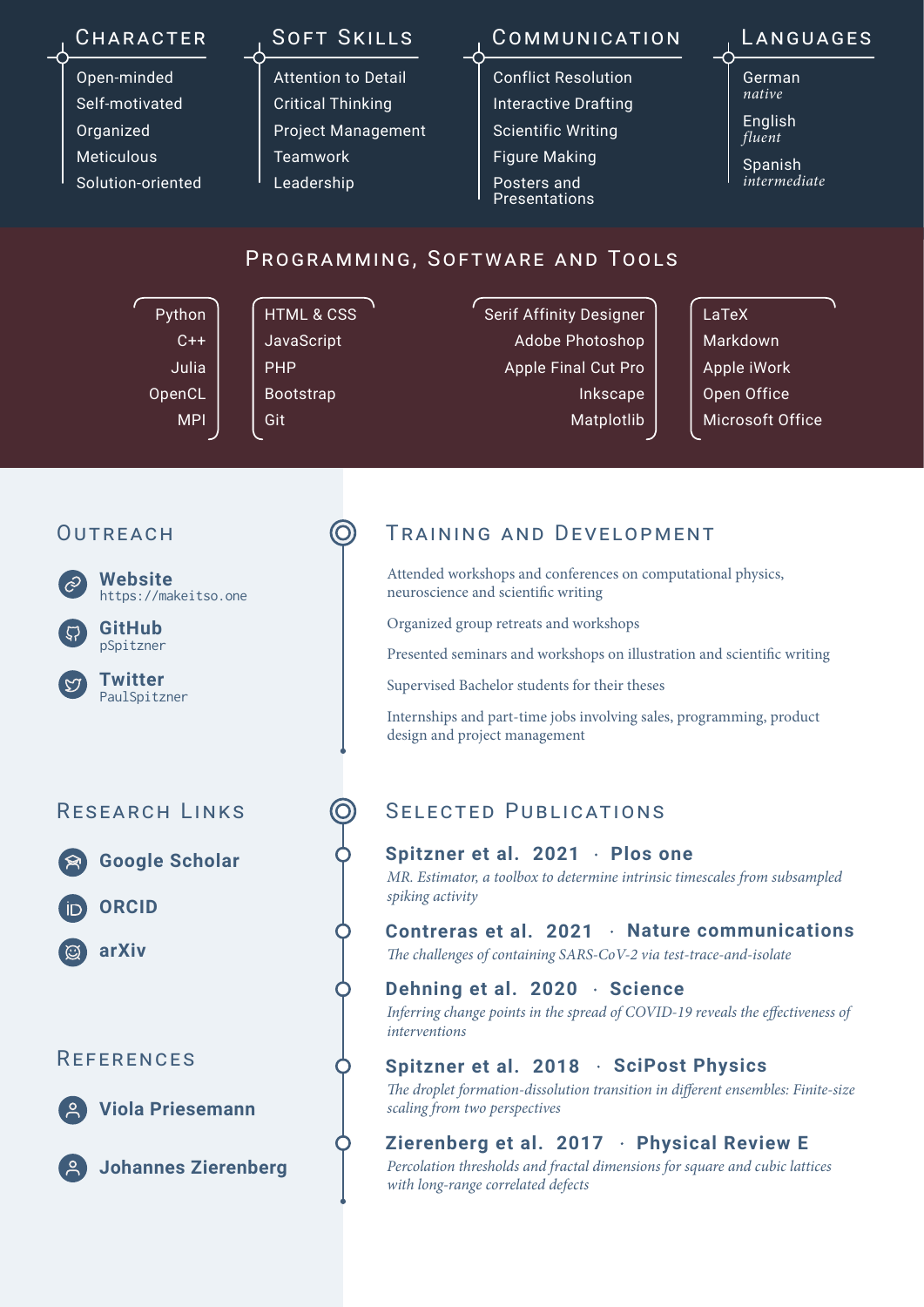## Character

- Open-minded
- Self-motivated
- Organized
- Meticulous
- Solution-oriented

## Soft Skills

- Attention to Detail
- Critical Thinking
- Project Management
- Teamwork
- Leadership

## Communication

- Conflict Resolution
- Interactive Drafting
- Scientific Writing
- Figure Making
- Posters and Presentations

## Languages

- German *native*
- English *fluent*
- Spanish *intermediate*

## Programming, Software and Tools

- Python
- C++
- Julia
- OpenCL
- MPI

- HTML & CSS
- JavaScript
- PHP
- Bootstrap
- Git

- Serif Affinity Designer
- Adobe Photoshop
- Apple Final Cut Pro
- Inkscape
- Matplotlib

- LaTeX
- Markdown
- Apple iWork
- Open Office
- Microsoft Office

## Outreach

**Website**
https://makeitso.one

**GitHub**
pSpitzner

**Twitter**
PaulSpitzner

## Research Links

**Google Scholar**

**ORCID**

**arXiv**

## References

**Viola Priesemann**

**Johannes Zierenberg**

## Training and Development

Attended workshops and conferences on computational physics, neuroscience and scientific writing

Organized group retreats and workshops

Presented seminars and workshops on illustration and scientific writing

Supervised Bachelor students for their theses

Internships and part-time jobs involving sales, programming, product design and project management

## Selected Publications

**Spitzner et al. 2021 · Plos one**
*MR. Estimator, a toolbox to determine intrinsic timescales from subsampled spiking activity*

**Contreras et al. 2021 · Nature communications**
*The challenges of containing SARS-CoV-2 via test-trace-and-isolate*

**Dehning et al. 2020 · Science**
*Inferring change points in the spread of COVID-19 reveals the effectiveness of interventions*

**Spitzner et al. 2018 · SciPost Physics**
*The droplet formation-dissolution transition in different ensembles: Finite-size scaling from two perspectives*

**Zierenberg et al. 2017 · Physical Review E**
*Percolation thresholds and fractal dimensions for square and cubic lattices with long-range correlated defects*